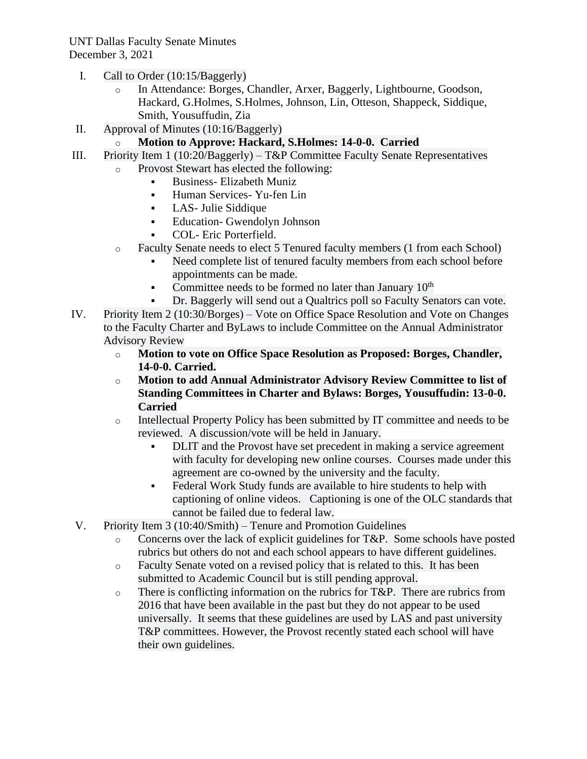UNT Dallas Faculty Senate Minutes
December 3, 2021

I. Call to Order (10:15/Baggerly)
   - In Attendance: Borges, Chandler, Arxer, Baggerly, Lightbourne, Goodson, Hackard, G.Holmes, S.Holmes, Johnson, Lin, Otteson, Shappeck, Siddique, Smith, Yousuffudin, Zia
II. Approval of Minutes (10:16/Baggerly)
   - **Motion to Approve: Hackard, S.Holmes: 14-0-0. Carried**
III. Priority Item 1 (10:20/Baggerly) – T&P Committee Faculty Senate Representatives
   - Provost Stewart has elected the following:
     - Business- Elizabeth Muniz
     - Human Services- Yu-fen Lin
     - LAS- Julie Siddique
     - Education- Gwendolyn Johnson
     - COL- Eric Porterfield.
   - Faculty Senate needs to elect 5 Tenured faculty members (1 from each School)
     - Need complete list of tenured faculty members from each school before appointments can be made.
     - Committee needs to be formed no later than January 10th
     - Dr. Baggerly will send out a Qualtrics poll so Faculty Senators can vote.
IV. Priority Item 2 (10:30/Borges) – Vote on Office Space Resolution and Vote on Changes to the Faculty Charter and ByLaws to include Committee on the Annual Administrator Advisory Review
   - **Motion to vote on Office Space Resolution as Proposed: Borges, Chandler, 14-0-0. Carried.**
   - **Motion to add Annual Administrator Advisory Review Committee to list of Standing Committees in Charter and Bylaws: Borges, Yousuffudin: 13-0-0. Carried**
   - Intellectual Property Policy has been submitted by IT committee and needs to be reviewed. A discussion/vote will be held in January.
     - DLIT and the Provost have set precedent in making a service agreement with faculty for developing new online courses. Courses made under this agreement are co-owned by the university and the faculty.
     - Federal Work Study funds are available to hire students to help with captioning of online videos. Captioning is one of the OLC standards that cannot be failed due to federal law.
V. Priority Item 3 (10:40/Smith) – Tenure and Promotion Guidelines
   - Concerns over the lack of explicit guidelines for T&P. Some schools have posted rubrics but others do not and each school appears to have different guidelines.
   - Faculty Senate voted on a revised policy that is related to this. It has been submitted to Academic Council but is still pending approval.
   - There is conflicting information on the rubrics for T&P. There are rubrics from 2016 that have been available in the past but they do not appear to be used universally. It seems that these guidelines are used by LAS and past university T&P committees. However, the Provost recently stated each school will have their own guidelines.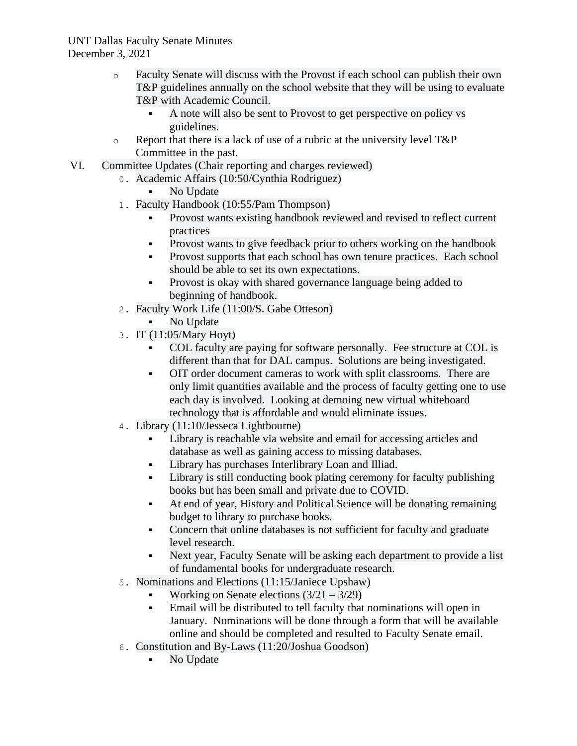- Faculty Senate will discuss with the Provost if each school can publish their own T&P guidelines annually on the school website that they will be using to evaluate T&P with Academic Council.
  - A note will also be sent to Provost to get perspective on policy vs guidelines.
- Report that there is a lack of use of a rubric at the university level T&P Committee in the past.

VI. Committee Updates (Chair reporting and charges reviewed)

0. Academic Affairs (10:50/Cynthia Rodriguez)
   - No Update
1. Faculty Handbook (10:55/Pam Thompson)
   - Provost wants existing handbook reviewed and revised to reflect current practices
   - Provost wants to give feedback prior to others working on the handbook
   - Provost supports that each school has own tenure practices. Each school should be able to set its own expectations.
   - Provost is okay with shared governance language being added to beginning of handbook.
2. Faculty Work Life (11:00/S. Gabe Otteson)
   - No Update
3. IT (11:05/Mary Hoyt)
   - COL faculty are paying for software personally. Fee structure at COL is different than that for DAL campus. Solutions are being investigated.
   - OIT order document cameras to work with split classrooms. There are only limit quantities available and the process of faculty getting one to use each day is involved. Looking at demoing new virtual whiteboard technology that is affordable and would eliminate issues.
4. Library (11:10/Jesseca Lightbourne)
   - Library is reachable via website and email for accessing articles and database as well as gaining access to missing databases.
   - Library has purchases Interlibrary Loan and Illiad.
   - Library is still conducting book plating ceremony for faculty publishing books but has been small and private due to COVID.
   - At end of year, History and Political Science will be donating remaining budget to library to purchase books.
   - Concern that online databases is not sufficient for faculty and graduate level research.
   - Next year, Faculty Senate will be asking each department to provide a list of fundamental books for undergraduate research.
5. Nominations and Elections (11:15/Janiece Upshaw)
   - Working on Senate elections (3/21 – 3/29)
   - Email will be distributed to tell faculty that nominations will open in January. Nominations will be done through a form that will be available online and should be completed and resulted to Faculty Senate email.
6. Constitution and By-Laws (11:20/Joshua Goodson)
   - No Update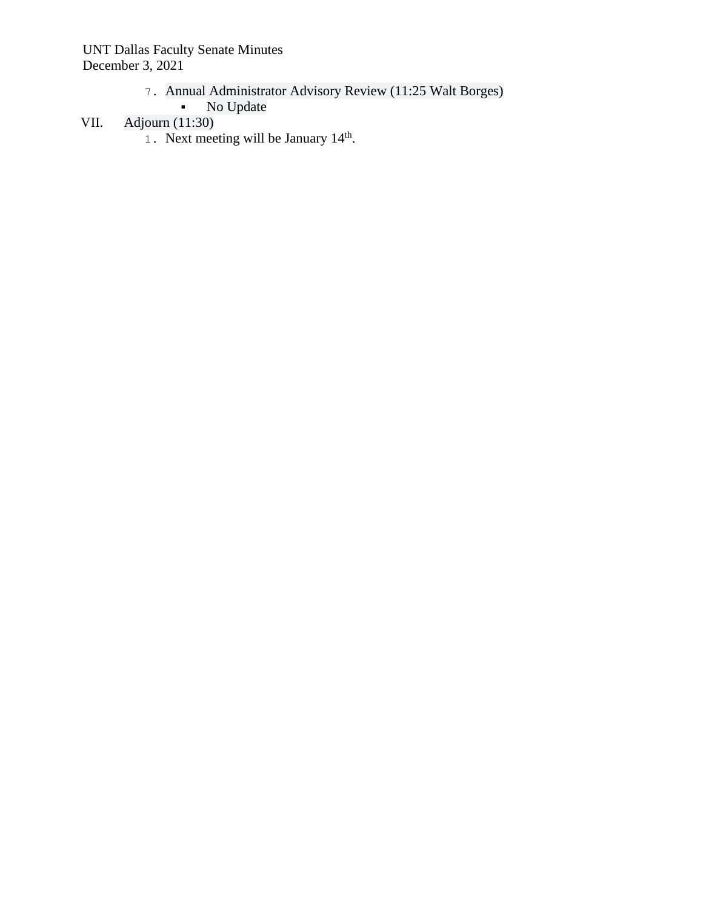7. Annual Administrator Advisory Review (11:25 Walt Borges)
    - No Update

VII. Adjourn (11:30)

1. Next meeting will be January 14th.